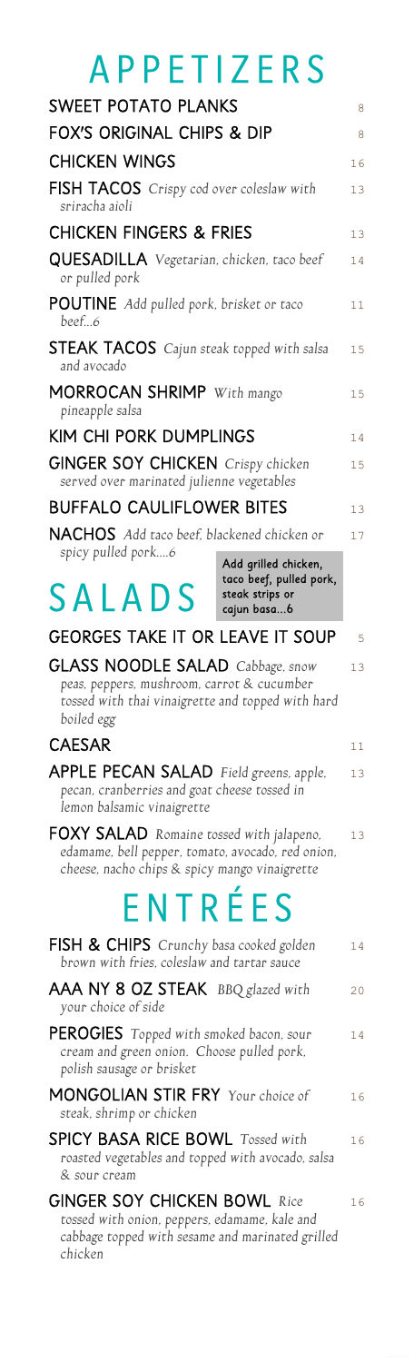# APPETIZERS

**SWEET POTATO PLANKS** 8

**FOX'S ORIGINAL CHIPS & DIP** 8

**CHICKEN WINGS** 16

**FISH TACOS** *Crispy cod over coleslaw with sriracha aioli* 13

**CHICKEN FINGERS & FRIES** 13

**QUESADILLA** *Vegetarian, chicken, taco beef or pulled pork* 14

**POUTINE** *Add pulled pork, brisket or taco beef...6* 11

**STEAK TACOS** *Cajun steak topped with salsa and avocado* 15

**MORROCAN SHRIMP** *With mango pineapple salsa* 15

**KIM CHI PORK DUMPLINGS** 14

**GINGER SOY CHICKEN** *Crispy chicken served over marinated julienne vegetables* 15

**BUFFALO CAULIFLOWER BITES** 13

**NACHOS** *Add taco beef, blackened chicken or spicy pulled pork....6* 17

# SALADS

**Add grilled chicken, taco beef, pulled pork, steak strips or cajun basa...6**

**GEORGES TAKE IT OR LEAVE IT SOUP** 5

**GLASS NOODLE SALAD** *Cabbage, snow peas, peppers, mushroom, carrot & cucumber tossed with thai vinaigrette and topped with hard boiled egg* 13

**CAESAR** 11

**APPLE PECAN SALAD** *Field greens, apple, pecan, cranberries and goat cheese tossed in lemon balsamic vinaigrette* 13

**FOXY SALAD** *Romaine tossed with jalapeno, edamame, bell pepper, tomato, avocado, red onion, cheese, nacho chips & spicy mango vinaigrette* 13

# ENTRÉES

**FISH & CHIPS** *Crunchy basa cooked golden brown with fries, coleslaw and tartar sauce* 14

**AAA NY 8 OZ STEAK** *BBQ glazed with your choice of side* 20

**PEROGIES** *Topped with smoked bacon, sour cream and green onion. Choose pulled pork, polish sausage or brisket* 14

**MONGOLIAN STIR FRY** *Your choice of steak, shrimp or chicken* 16

**SPICY BASA RICE BOWL** *Tossed with roasted vegetables and topped with avocado, salsa & sour cream* 16

**GINGER SOY CHICKEN BOWL** *Rice tossed with onion, peppers, edamame, kale and cabbage topped with sesame and marinated grilled chicken* 16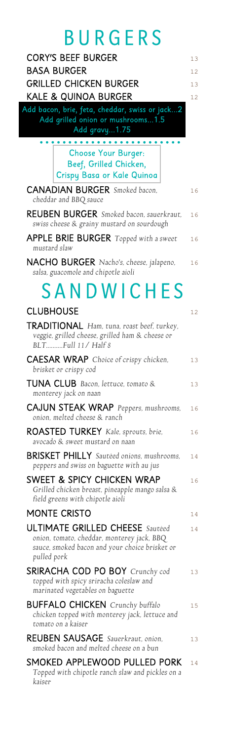# BURGERS

**CORY'S BEEF BURGER** 13

**BASA BURGER** 12

**GRILLED CHICKEN BURGER** 13

**KALE & QUINOA BURGER** 12

**Add bacon, brie, feta, cheddar, swiss or jack...2**
**Add grilled onion or mushrooms...1.5**
**Add gravy...1.75**

**Choose Your Burger:**
**Beef, Grilled Chicken,**
**Crispy Basa or Kale Quinoa**

**CANADIAN BURGER** *Smoked bacon, cheddar and BBQ sauce* 16

**REUBEN BURGER** *Smoked bacon, sauerkraut, swiss cheese & grainy mustard on sourdough* 16

**APPLE BRIE BURGER** *Topped with a sweet mustard slaw* 16

**NACHO BURGER** *Nacho's, cheese, jalapeno, salsa, guacomole and chipotle aioli* 16

# SANDWICHES

**CLUBHOUSE** 12

**TRADITIONAL** *Ham, tuna, roast beef, turkey, veggie, grilled cheese, grilled ham & cheese or BLT..........Full 11 / Half 8*

**CAESAR WRAP** *Choice of crispy chicken, brisket or crispy cod* 13

**TUNA CLUB** *Bacon, lettuce, tomato & monterey jack on naan* 13

**CAJUN STEAK WRAP** *Peppers, mushrooms, onion, melted cheese & ranch* 16

**ROASTED TURKEY** *Kale, sprouts, brie, avocado & sweet mustard on naan* 16

**BRISKET PHILLY** *Sautéed onions, mushrooms, peppers and swiss on baguette with au jus* 14

**SWEET & SPICY CHICKEN WRAP** *Grilled chicken breast, pineapple mango salsa & field greens with chipotle aioli* 16

**MONTE CRISTO** 14

**ULTIMATE GRILLED CHEESE** *Sautéed onion, tomato, cheddar, monterey jack, BBQ sauce, smoked bacon and your choice brisket or pulled pork* 14

**SRIRACHA COD PO BOY** *Crunchy cod topped with spicy sriracha coleslaw and marinated vegetables on baguette* 13

**BUFFALO CHICKEN** *Crunchy buffalo chicken topped with monterey jack, lettuce and tomato on a kaiser* 15

**REUBEN SAUSAGE** *Sauerkraut, onion, smoked bacon and melted cheese on a bun* 13

**SMOKED APPLEWOOD PULLED PORK** *Topped with chipotle ranch slaw and pickles on a kaiser* 14